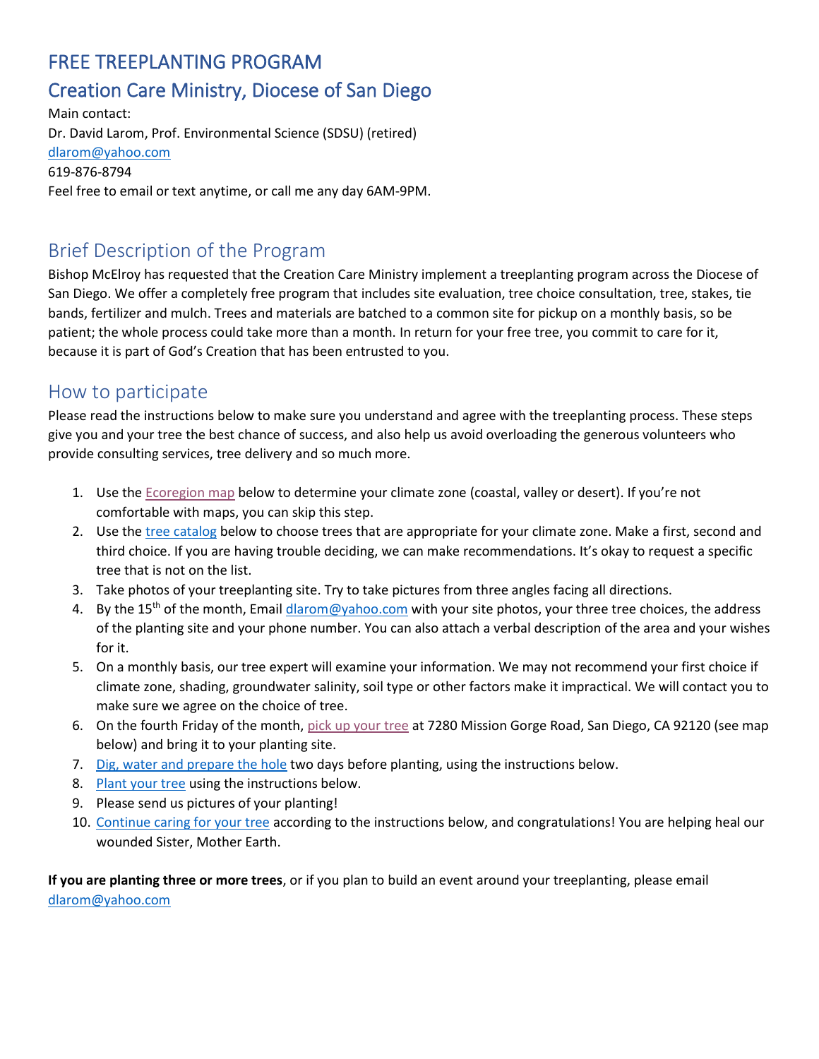# FREE TREEPLANTING PROGRAM

## Creation Care Ministry, Diocese of San Diego

Main contact:
Dr. David Larom, Prof. Environmental Science (SDSU) (retired)
dlarom@yahoo.com
619-876-8794
Feel free to email or text anytime, or call me any day 6AM-9PM.

## Brief Description of the Program

Bishop McElroy has requested that the Creation Care Ministry implement a treeplanting program across the Diocese of San Diego. We offer a completely free program that includes site evaluation, tree choice consultation, tree, stakes, tie bands, fertilizer and mulch. Trees and materials are batched to a common site for pickup on a monthly basis, so be patient; the whole process could take more than a month. In return for your free tree, you commit to care for it, because it is part of God's Creation that has been entrusted to you.

## How to participate

Please read the instructions below to make sure you understand and agree with the treeplanting process. These steps give you and your tree the best chance of success, and also help us avoid overloading the generous volunteers who provide consulting services, tree delivery and so much more.

1. Use the Ecoregion map below to determine your climate zone (coastal, valley or desert). If you're not comfortable with maps, you can skip this step.
2. Use the tree catalog below to choose trees that are appropriate for your climate zone. Make a first, second and third choice. If you are having trouble deciding, we can make recommendations. It's okay to request a specific tree that is not on the list.
3. Take photos of your treeplanting site. Try to take pictures from three angles facing all directions.
4. By the 15th of the month, Email dlarom@yahoo.com with your site photos, your three tree choices, the address of the planting site and your phone number. You can also attach a verbal description of the area and your wishes for it.
5. On a monthly basis, our tree expert will examine your information. We may not recommend your first choice if climate zone, shading, groundwater salinity, soil type or other factors make it impractical. We will contact you to make sure we agree on the choice of tree.
6. On the fourth Friday of the month, pick up your tree at 7280 Mission Gorge Road, San Diego, CA 92120 (see map below) and bring it to your planting site.
7. Dig, water and prepare the hole two days before planting, using the instructions below.
8. Plant your tree using the instructions below.
9. Please send us pictures of your planting!
10. Continue caring for your tree according to the instructions below, and congratulations! You are helping heal our wounded Sister, Mother Earth.

**If you are planting three or more trees**, or if you plan to build an event around your treeplanting, please email dlarom@yahoo.com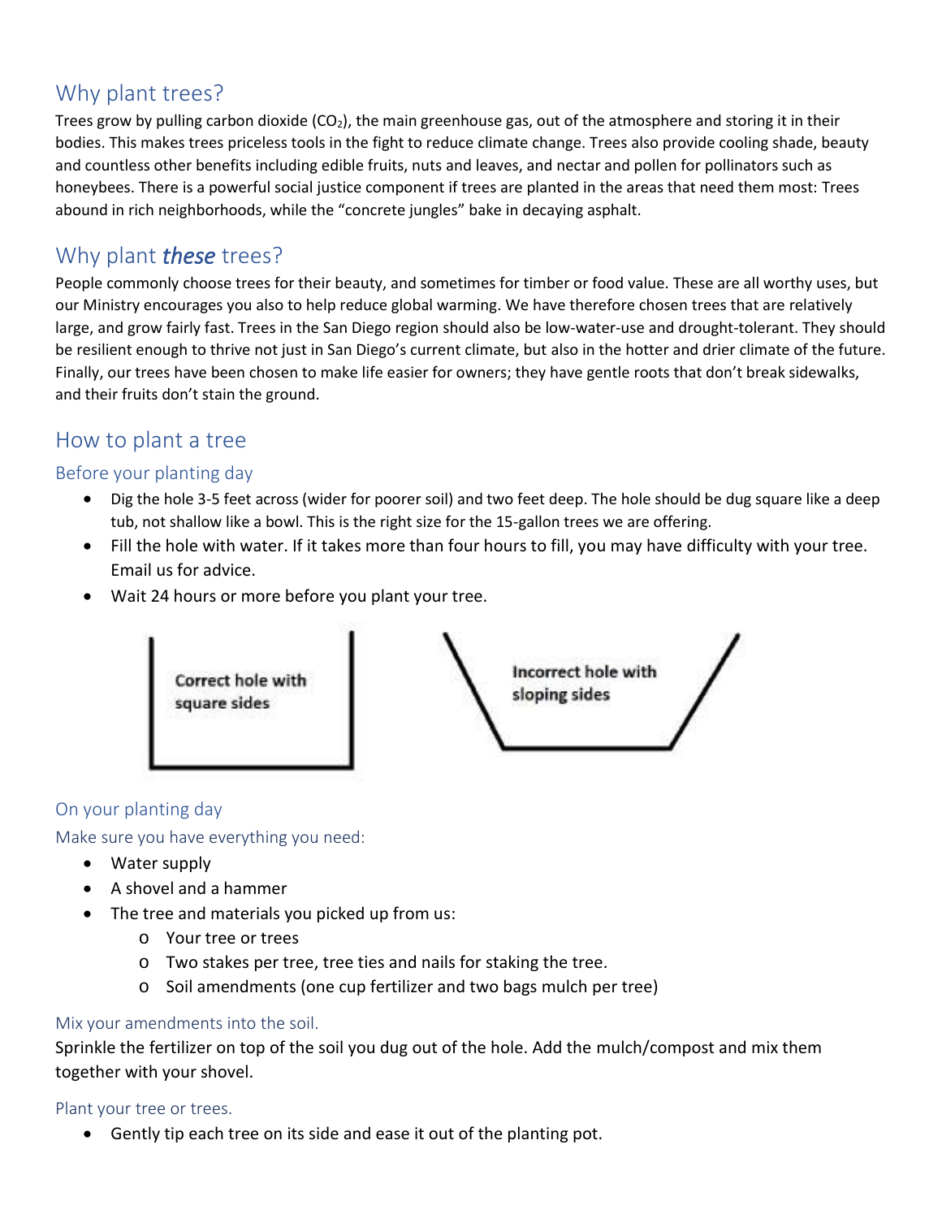## Why plant trees?

Trees grow by pulling carbon dioxide ($CO_2$), the main greenhouse gas, out of the atmosphere and storing it in their bodies. This makes trees priceless tools in the fight to reduce climate change. Trees also provide cooling shade, beauty and countless other benefits including edible fruits, nuts and leaves, and nectar and pollen for pollinators such as honeybees. There is a powerful social justice component if trees are planted in the areas that need them most: Trees abound in rich neighborhoods, while the "concrete jungles" bake in decaying asphalt.

## Why plant *these* trees?

People commonly choose trees for their beauty, and sometimes for timber or food value. These are all worthy uses, but our Ministry encourages you also to help reduce global warming. We have therefore chosen trees that are relatively large, and grow fairly fast. Trees in the San Diego region should also be low-water-use and drought-tolerant. They should be resilient enough to thrive not just in San Diego's current climate, but also in the hotter and drier climate of the future. Finally, our trees have been chosen to make life easier for owners; they have gentle roots that don't break sidewalks, and their fruits don't stain the ground.

## How to plant a tree

### Before your planting day

- Dig the hole 3-5 feet across (wider for poorer soil) and two feet deep. The hole should be dug square like a deep tub, not shallow like a bowl. This is the right size for the 15-gallon trees we are offering.
- Fill the hole with water. If it takes more than four hours to fill, you may have difficulty with your tree. Email us for advice.
- Wait 24 hours or more before you plant your tree.

Correct hole with square sides

Incorrect hole with sloping sides

### On your planting day

#### Make sure you have everything you need:

- Water supply
- A shovel and a hammer
- The tree and materials you picked up from us:
  - Your tree or trees
  - Two stakes per tree, tree ties and nails for staking the tree.
  - Soil amendments (one cup fertilizer and two bags mulch per tree)

#### Mix your amendments into the soil.

Sprinkle the fertilizer on top of the soil you dug out of the hole. Add the mulch/compost and mix them together with your shovel.

#### Plant your tree or trees.

- Gently tip each tree on its side and ease it out of the planting pot.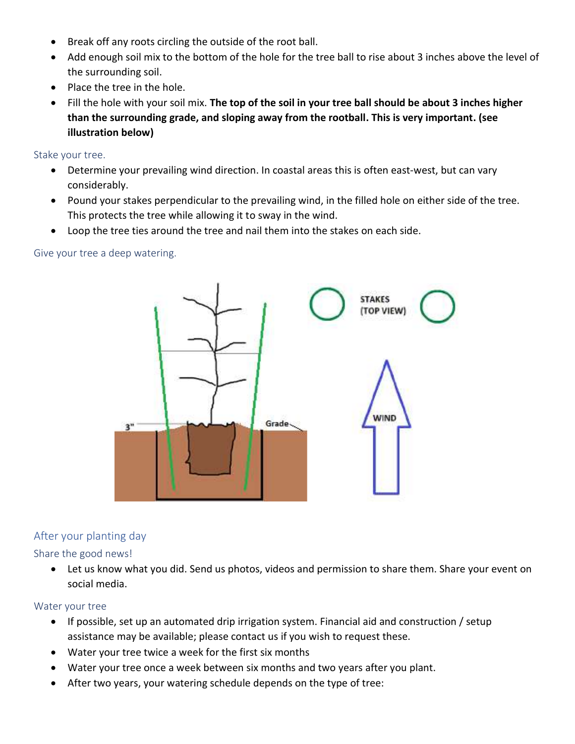- Break off any roots circling the outside of the root ball.
- Add enough soil mix to the bottom of the hole for the tree ball to rise about 3 inches above the level of the surrounding soil.
- Place the tree in the hole.
- Fill the hole with your soil mix. **The top of the soil in your tree ball should be about 3 inches higher than the surrounding grade, and sloping away from the rootball. This is very important. (see illustration below)**

### Stake your tree.

- Determine your prevailing wind direction. In coastal areas this is often east-west, but can vary considerably.
- Pound your stakes perpendicular to the prevailing wind, in the filled hole on either side of the tree. This protects the tree while allowing it to sway in the wind.
- Loop the tree ties around the tree and nail them into the stakes on each side.

### Give your tree a deep watering.

## After your planting day

### Share the good news!

- Let us know what you did. Send us photos, videos and permission to share them. Share your event on social media.

### Water your tree

- If possible, set up an automated drip irrigation system. Financial aid and construction / setup assistance may be available; please contact us if you wish to request these.
- Water your tree twice a week for the first six months
- Water your tree once a week between six months and two years after you plant.
- After two years, your watering schedule depends on the type of tree: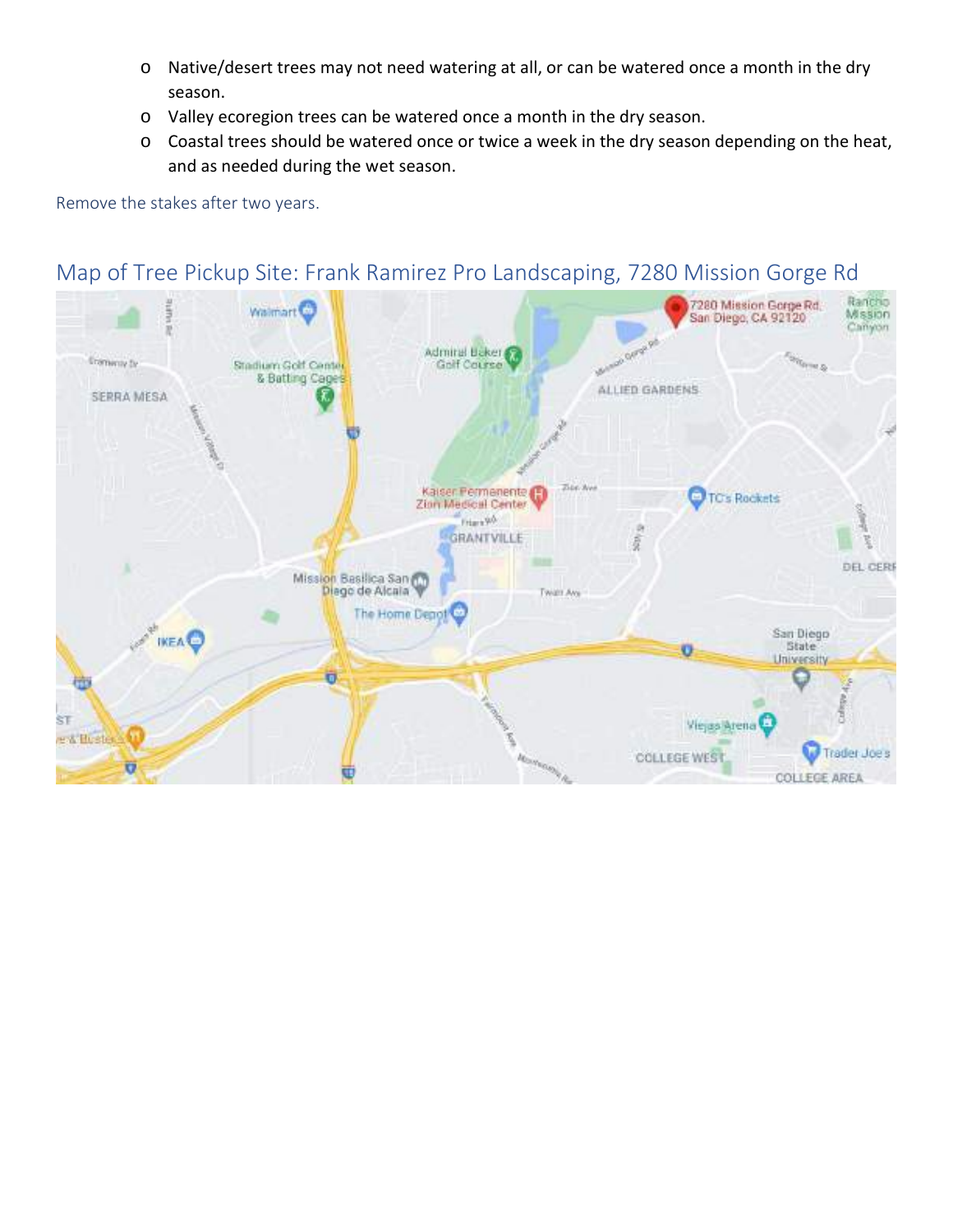- Native/desert trees may not need watering at all, or can be watered once a month in the dry season.
- Valley ecoregion trees can be watered once a month in the dry season.
- Coastal trees should be watered once or twice a week in the dry season depending on the heat, and as needed during the wet season.

Remove the stakes after two years.

## Map of Tree Pickup Site: Frank Ramirez Pro Landscaping, 7280 Mission Gorge Rd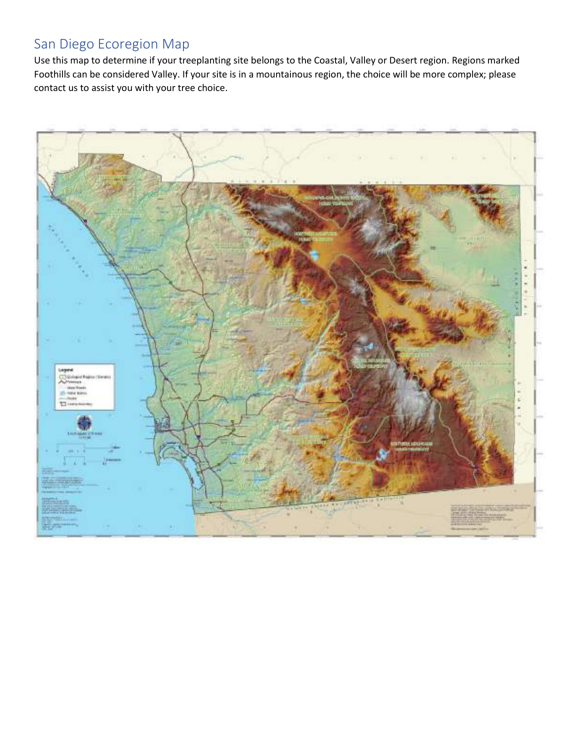## San Diego Ecoregion Map

Use this map to determine if your treeplanting site belongs to the Coastal, Valley or Desert region. Regions marked Foothills can be considered Valley. If your site is in a mountainous region, the choice will be more complex; please contact us to assist you with your tree choice.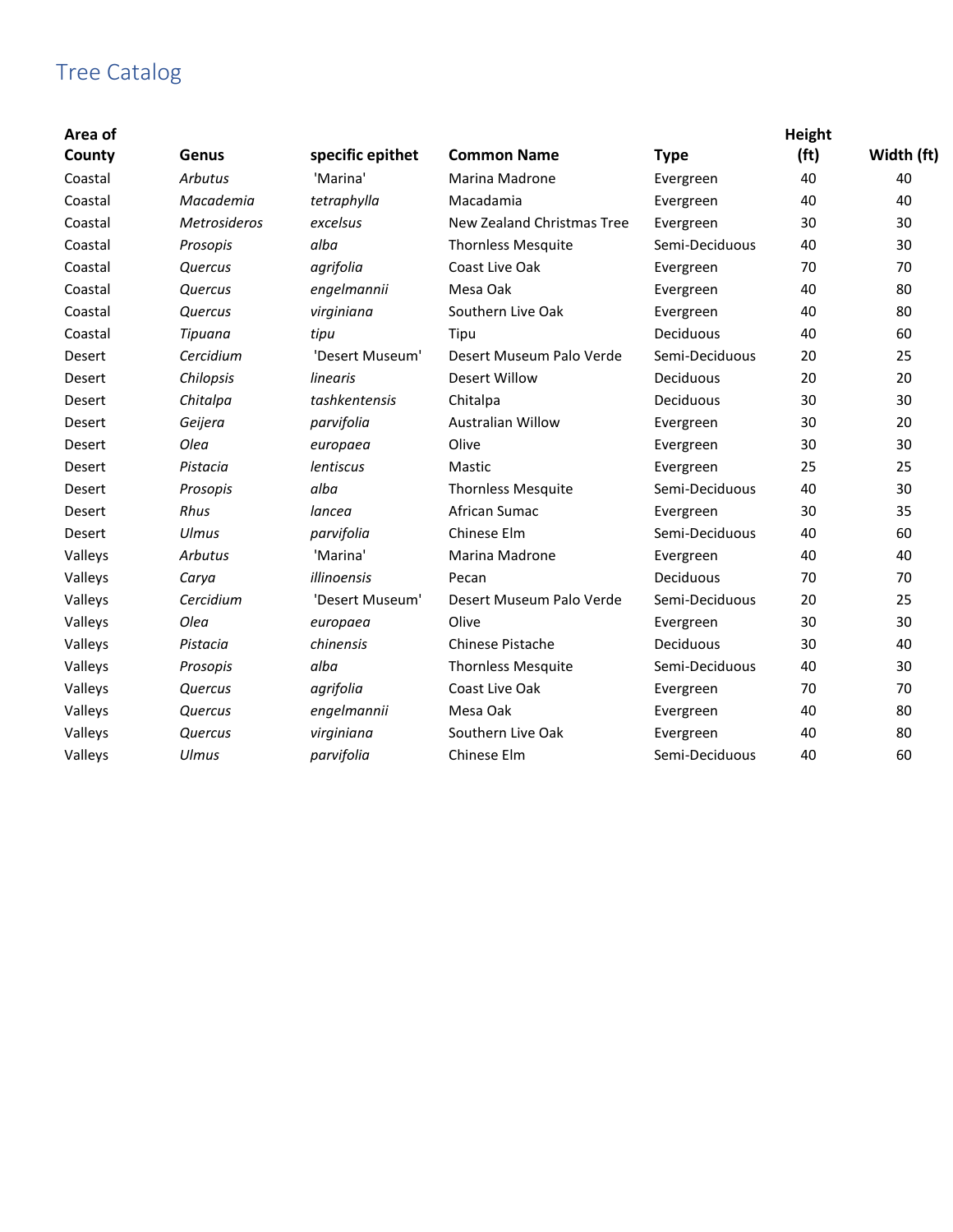# Tree Catalog

| Area of County | Genus | specific epithet | Common Name | Type | Height (ft) | Width (ft) |
|---|---|---|---|---|---|---|
| Coastal | *Arbutus* | 'Marina' | Marina Madrone | Evergreen | 40 | 40 |
| Coastal | *Macademia* | *tetraphylla* | Macadamia | Evergreen | 40 | 40 |
| Coastal | *Metrosideros* | *excelsus* | New Zealand Christmas Tree | Evergreen | 30 | 30 |
| Coastal | *Prosopis* | *alba* | Thornless Mesquite | Semi-Deciduous | 40 | 30 |
| Coastal | *Quercus* | *agrifolia* | Coast Live Oak | Evergreen | 70 | 70 |
| Coastal | *Quercus* | *engelmannii* | Mesa Oak | Evergreen | 40 | 80 |
| Coastal | *Quercus* | *virginiana* | Southern Live Oak | Evergreen | 40 | 80 |
| Coastal | *Tipuana* | *tipu* | Tipu | Deciduous | 40 | 60 |
| Desert | *Cercidium* | 'Desert Museum' | Desert Museum Palo Verde | Semi-Deciduous | 20 | 25 |
| Desert | *Chilopsis* | *linearis* | Desert Willow | Deciduous | 20 | 20 |
| Desert | *Chitalpa* | *tashkentensis* | Chitalpa | Deciduous | 30 | 30 |
| Desert | *Geijera* | *parvifolia* | Australian Willow | Evergreen | 30 | 20 |
| Desert | *Olea* | *europaea* | Olive | Evergreen | 30 | 30 |
| Desert | *Pistacia* | *lentiscus* | Mastic | Evergreen | 25 | 25 |
| Desert | *Prosopis* | *alba* | Thornless Mesquite | Semi-Deciduous | 40 | 30 |
| Desert | *Rhus* | *lancea* | African Sumac | Evergreen | 30 | 35 |
| Desert | *Ulmus* | *parvifolia* | Chinese Elm | Semi-Deciduous | 40 | 60 |
| Valleys | *Arbutus* | 'Marina' | Marina Madrone | Evergreen | 40 | 40 |
| Valleys | *Carya* | *illinoensis* | Pecan | Deciduous | 70 | 70 |
| Valleys | *Cercidium* | 'Desert Museum' | Desert Museum Palo Verde | Semi-Deciduous | 20 | 25 |
| Valleys | *Olea* | *europaea* | Olive | Evergreen | 30 | 30 |
| Valleys | *Pistacia* | *chinensis* | Chinese Pistache | Deciduous | 30 | 40 |
| Valleys | *Prosopis* | *alba* | Thornless Mesquite | Semi-Deciduous | 40 | 30 |
| Valleys | *Quercus* | *agrifolia* | Coast Live Oak | Evergreen | 70 | 70 |
| Valleys | *Quercus* | *engelmannii* | Mesa Oak | Evergreen | 40 | 80 |
| Valleys | *Quercus* | *virginiana* | Southern Live Oak | Evergreen | 40 | 80 |
| Valleys | *Ulmus* | *parvifolia* | Chinese Elm | Semi-Deciduous | 40 | 60 |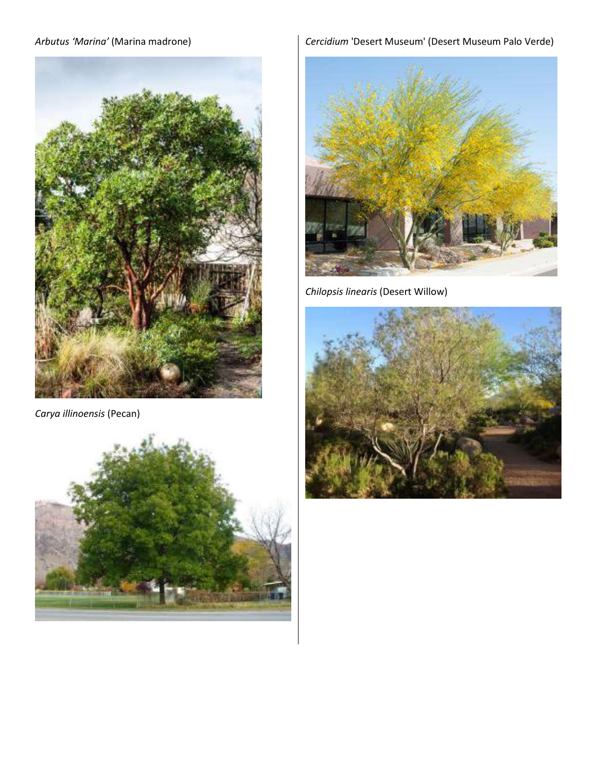*Arbutus ‘Marina’* (Marina madrone)

*Carya illinoensis* (Pecan)

*Cercidium* 'Desert Museum' (Desert Museum Palo Verde)

*Chilopsis linearis* (Desert Willow)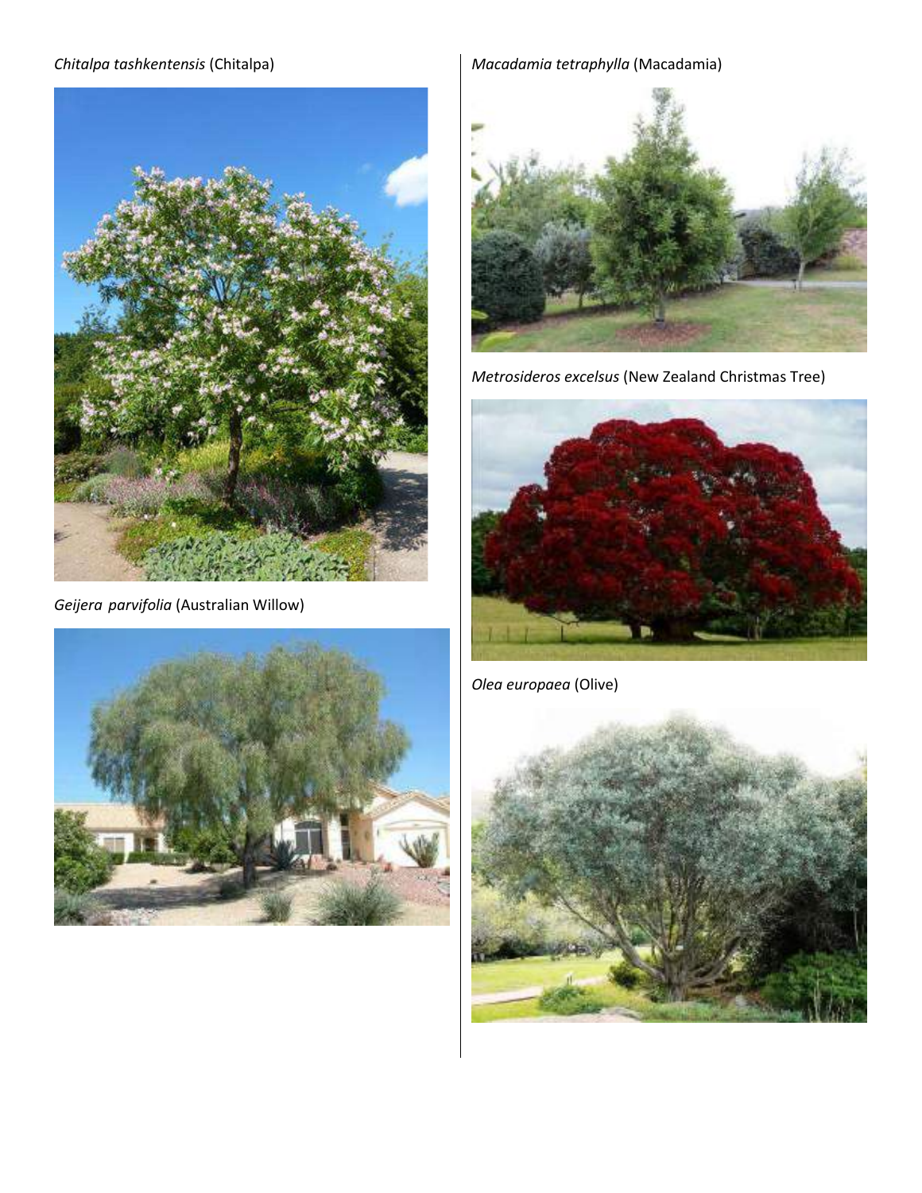*Chitalpa tashkentensis* (Chitalpa)

*Geijera parvifolia* (Australian Willow)

*Macadamia tetraphylla* (Macadamia)

*Metrosideros excelsus* (New Zealand Christmas Tree)

*Olea europaea* (Olive)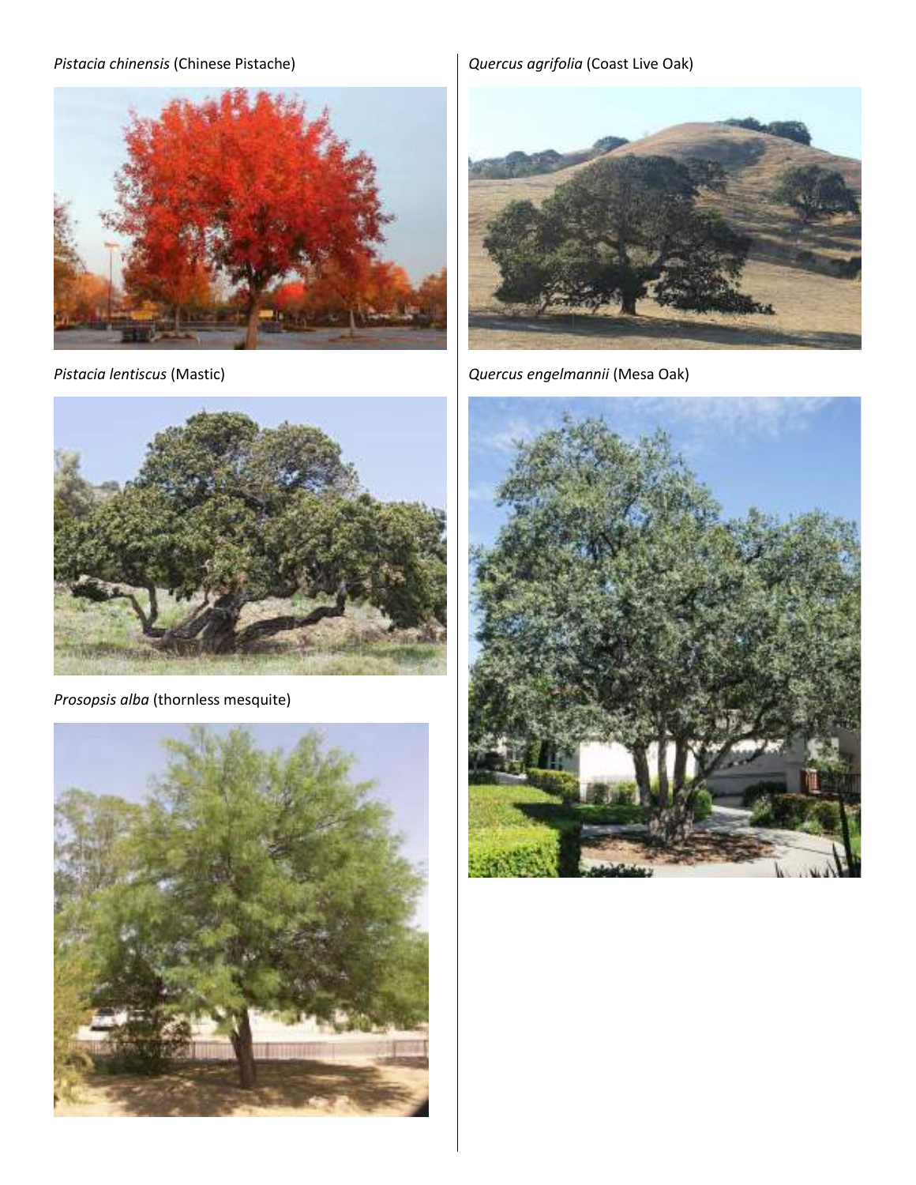*Pistacia chinensis* (Chinese Pistache)

*Pistacia lentiscus* (Mastic)

*Prosopsis alba* (thornless mesquite)

*Quercus agrifolia* (Coast Live Oak)

*Quercus engelmannii* (Mesa Oak)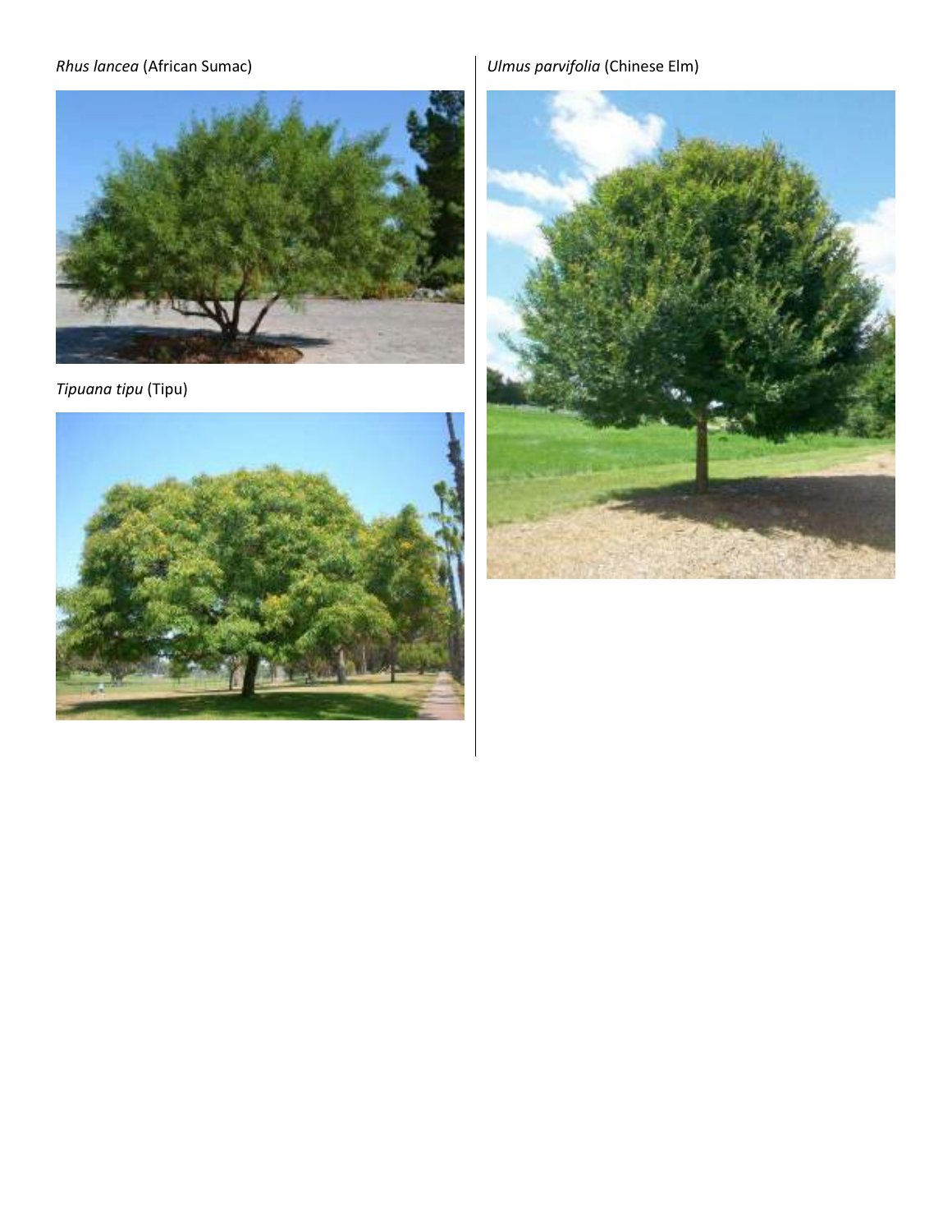*Rhus lancea* (African Sumac)

*Tipuana tipu* (Tipu)

*Ulmus parvifolia* (Chinese Elm)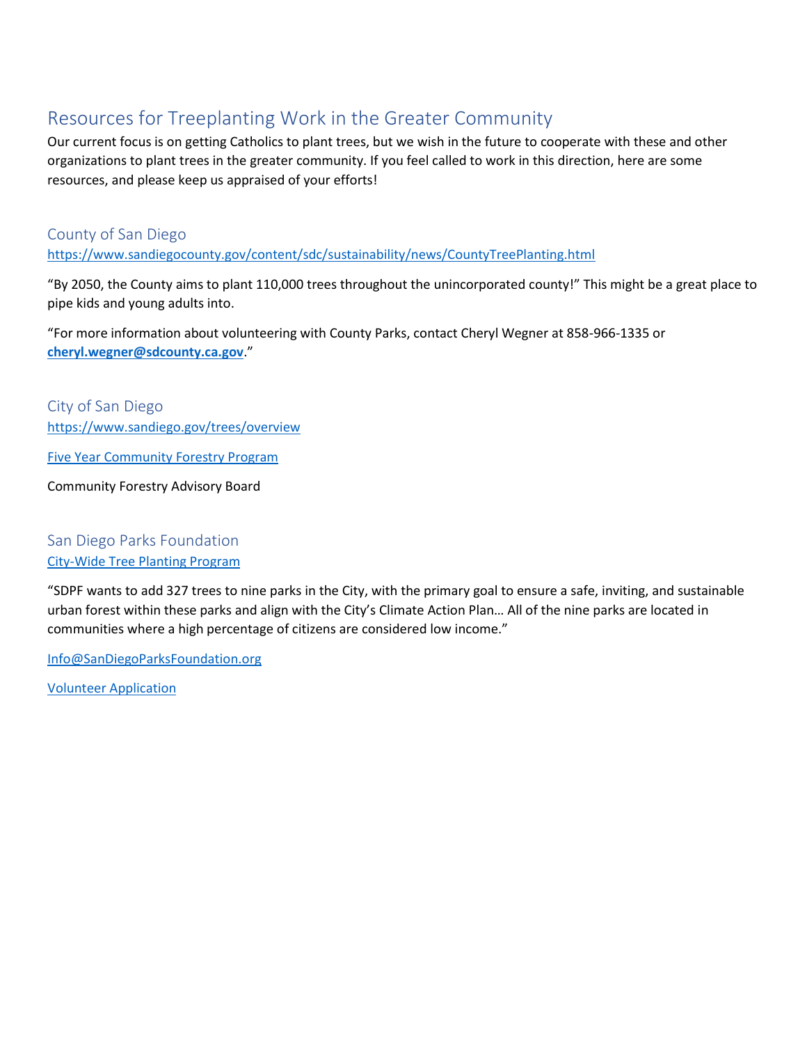## Resources for Treeplanting Work in the Greater Community

Our current focus is on getting Catholics to plant trees, but we wish in the future to cooperate with these and other organizations to plant trees in the greater community. If you feel called to work in this direction, here are some resources, and please keep us appraised of your efforts!

### County of San Diego

https://www.sandiegocounty.gov/content/sdc/sustainability/news/CountyTreePlanting.html

"By 2050, the County aims to plant 110,000 trees throughout the unincorporated county!" This might be a great place to pipe kids and young adults into.

"For more information about volunteering with County Parks, contact Cheryl Wegner at 858-966-1335 or **cheryl.wegner@sdcounty.ca.gov**."

### City of San Diego

https://www.sandiego.gov/trees/overview

Five Year Community Forestry Program

Community Forestry Advisory Board

### San Diego Parks Foundation

City-Wide Tree Planting Program

"SDPF wants to add 327 trees to nine parks in the City, with the primary goal to ensure a safe, inviting, and sustainable urban forest within these parks and align with the City's Climate Action Plan… All of the nine parks are located in communities where a high percentage of citizens are considered low income."

Info@SanDiegoParksFoundation.org

Volunteer Application